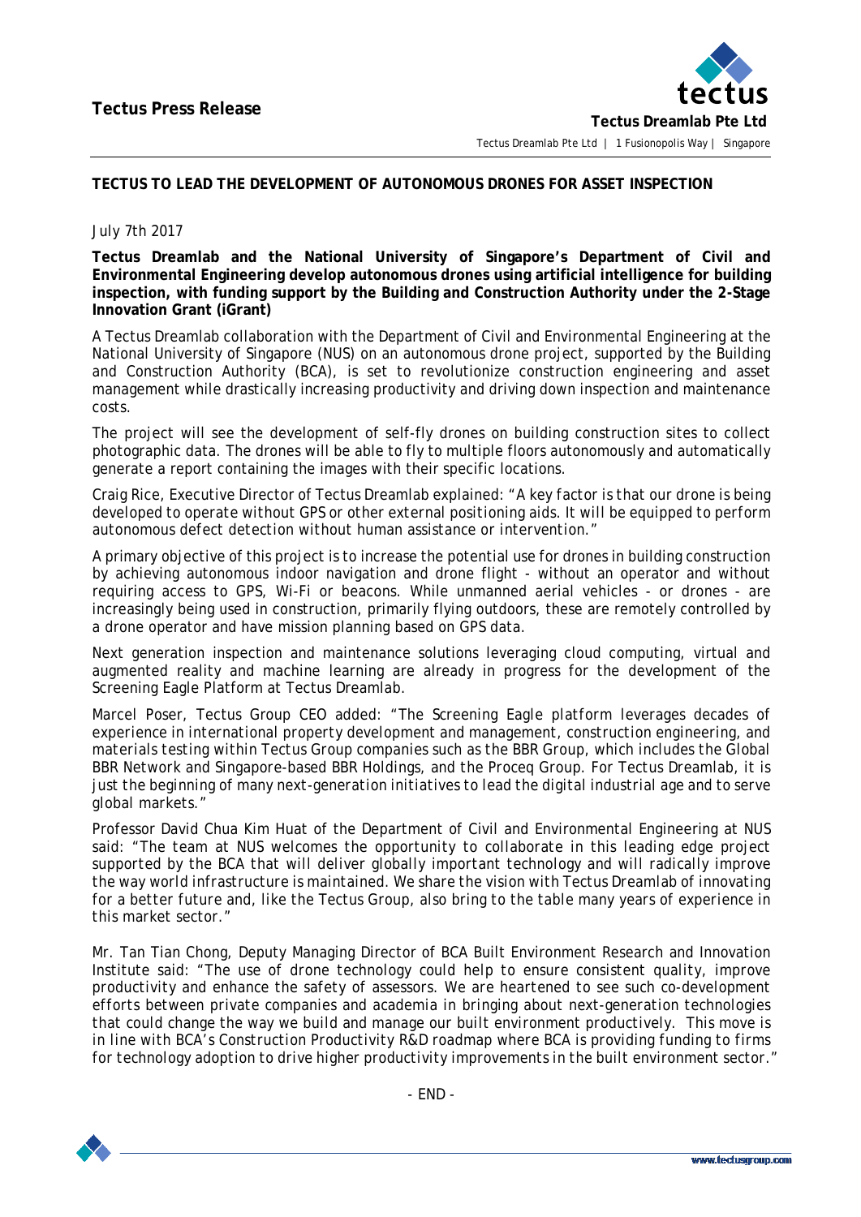**Tectus Press Release**

**Tectus Dreamlab Pte Ltd**

Tectus Dreamlab Pte Ltd | 1 Fusionopolis Way | Singapore

**TECTUS TO LEAD THE DEVELOPMENT OF AUTONOMOUS DRONES FOR ASSET INSPECTION**

July 7th 2017

**Tectus Dreamlab and the National University of Singapore's Department of Civil and Environmental Engineering develop autonomous drones using artificial intelligence for building inspection, with funding support by the Building and Construction Authority under the 2-Stage Innovation Grant (iGrant)**

A Tectus Dreamlab collaboration with the Department of Civil and Environmental Engineering at the National University of Singapore (NUS) on an autonomous drone project, supported by the Building and Construction Authority (BCA), is set to revolutionize construction engineering and asset management while drastically increasing productivity and driving down inspection and maintenance costs.

The project will see the development of self-fly drones on building construction sites to collect photographic data. The drones will be able to fly to multiple floors autonomously and automatically generate a report containing the images with their specific locations.

Craig Rice, Executive Director of Tectus Dreamlab explained: *"A key factor is that our drone is being developed to operate without GPS or other external positioning aids. It will be equipped to perform autonomous defect detection without human assistance or intervention."*

A primary objective of this project is to increase the potential use for drones in building construction by achieving autonomous indoor navigation and drone flight - without an operator and without requiring access to GPS, Wi-Fi or beacons. While unmanned aerial vehicles - or drones - are increasingly being used in construction, primarily flying outdoors, these are remotely controlled by a drone operator and have mission planning based on GPS data.

Next generation inspection and maintenance solutions leveraging cloud computing, virtual and augmented reality and machine learning are already in progress for the development of the Screening Eagle Platform at Tectus Dreamlab.

Marcel Poser, Tectus Group CEO added: *"The Screening Eagle platform leverages decades of experience in international property development and management, construction engineering, and materials testing within Tectus Group companies such as the BBR Group, which includes the Global BBR Network and Singapore-based BBR Holdings, and the Proceq Group. For Tectus Dreamlab, it is just the beginning of many next-generation initiatives to lead the digital industrial age and to serve global markets."*

Professor David Chua Kim Huat of the Department of Civil and Environmental Engineering at NUS said: *"The team at NUS welcomes the opportunity to collaborate in this leading edge project supported by the BCA that will deliver globally important technology and will radically improve the way world infrastructure is maintained. We share the vision with Tectus Dreamlab of innovating for a better future and, like the Tectus Group, also bring to the table many years of experience in this market sector."*

Mr. Tan Tian Chong, Deputy Managing Director of BCA Built Environment Research and Innovation Institute said: *"The use of drone technology could help to ensure consistent quality, improve productivity and enhance the safety of assessors. We are heartened to see such co-development efforts between private companies and academia in bringing about next-generation technologies that could change the way we build and manage our built environment productively. This move is in line with BCA's Construction Productivity R&D roadmap where BCA is providing funding to firms for technology adoption to drive higher productivity improvements in the built environment sector."*

- END -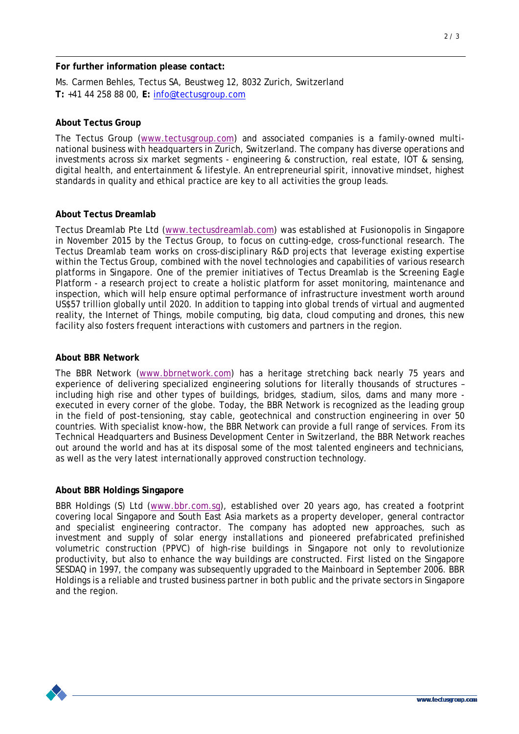**For further information please contact:**

Ms. Carmen Behles, Tectus SA, Beustweg 12, 8032 Zurich, Switzerland
**T:** +41 44 258 88 00, **E:** info@tectusgroup.com

**About Tectus Group**

The Tectus Group (www.tectusgroup.com) and associated companies is a family-owned multi-national business with headquarters in Zurich, Switzerland. The company has diverse operations and investments across six market segments - engineering & construction, real estate, IOT & sensing, digital health, and entertainment & lifestyle. An entrepreneurial spirit, innovative mindset, highest standards in quality and ethical practice are key to all activities the group leads.

**About Tectus Dreamlab**

Tectus Dreamlab Pte Ltd (www.tectusdreamlab.com) was established at Fusionopolis in Singapore in November 2015 by the Tectus Group, to focus on cutting-edge, cross-functional research. The Tectus Dreamlab team works on cross-disciplinary R&D projects that leverage existing expertise within the Tectus Group, combined with the novel technologies and capabilities of various research platforms in Singapore. One of the premier initiatives of Tectus Dreamlab is the Screening Eagle Platform - a research project to create a holistic platform for asset monitoring, maintenance and inspection, which will help ensure optimal performance of infrastructure investment worth around US$57 trillion globally until 2020. In addition to tapping into global trends of virtual and augmented reality, the Internet of Things, mobile computing, big data, cloud computing and drones, this new facility also fosters frequent interactions with customers and partners in the region.

**About BBR Network**

The BBR Network (www.bbrnetwork.com) has a heritage stretching back nearly 75 years and experience of delivering specialized engineering solutions for literally thousands of structures – including high rise and other types of buildings, bridges, stadium, silos, dams and many more - executed in every corner of the globe. Today, the BBR Network is recognized as the leading group in the field of post-tensioning, stay cable, geotechnical and construction engineering in over 50 countries. With specialist know-how, the BBR Network can provide a full range of services. From its Technical Headquarters and Business Development Center in Switzerland, the BBR Network reaches out around the world and has at its disposal some of the most talented engineers and technicians, as well as the very latest internationally approved construction technology.

**About BBR Holdings Singapore**

BBR Holdings (S) Ltd (www.bbr.com.sg), established over 20 years ago, has created a footprint covering local Singapore and South East Asia markets as a property developer, general contractor and specialist engineering contractor. The company has adopted new approaches, such as investment and supply of solar energy installations and pioneered prefabricated prefinished volumetric construction (PPVC) of high-rise buildings in Singapore not only to revolutionize productivity, but also to enhance the way buildings are constructed. First listed on the Singapore SESDAQ in 1997, the company was subsequently upgraded to the Mainboard in September 2006. BBR Holdings is a reliable and trusted business partner in both public and the private sectors in Singapore and the region.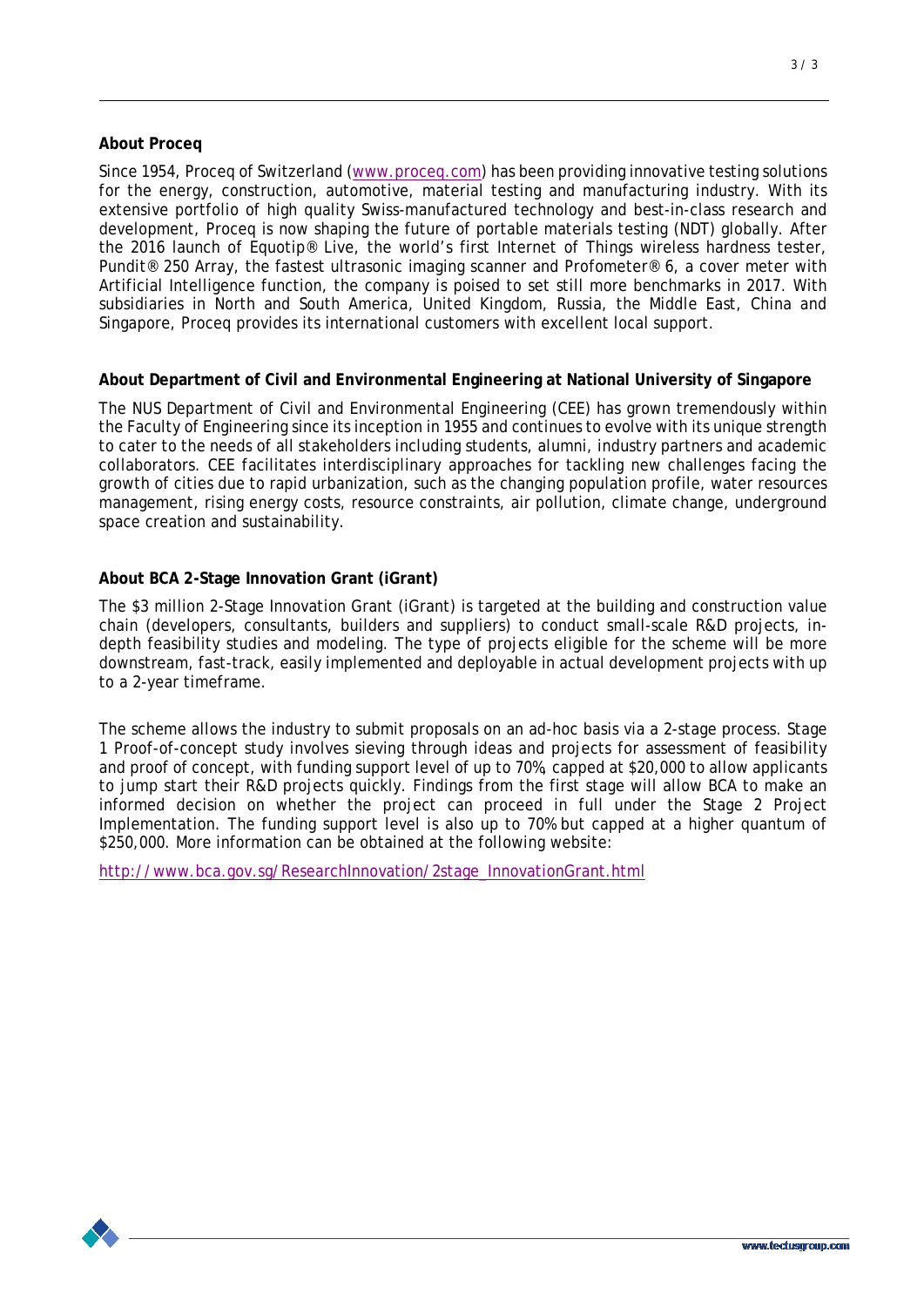**About Proceq**

Since 1954, Proceq of Switzerland (www.proceq.com) has been providing innovative testing solutions for the energy, construction, automotive, material testing and manufacturing industry. With its extensive portfolio of high quality Swiss-manufactured technology and best-in-class research and development, Proceq is now shaping the future of portable materials testing (NDT) globally. After the 2016 launch of Equotip® Live, the world's first Internet of Things wireless hardness tester, Pundit® 250 Array, the fastest ultrasonic imaging scanner and Profometer® 6, a cover meter with Artificial Intelligence function, the company is poised to set still more benchmarks in 2017. With subsidiaries in North and South America, United Kingdom, Russia, the Middle East, China and Singapore, Proceq provides its international customers with excellent local support.

**About Department of Civil and Environmental Engineering at National University of Singapore**

The NUS Department of Civil and Environmental Engineering (CEE) has grown tremendously within the Faculty of Engineering since its inception in 1955 and continues to evolve with its unique strength to cater to the needs of all stakeholders including students, alumni, industry partners and academic collaborators. CEE facilitates interdisciplinary approaches for tackling new challenges facing the growth of cities due to rapid urbanization, such as the changing population profile, water resources management, rising energy costs, resource constraints, air pollution, climate change, underground space creation and sustainability.

**About BCA 2-Stage Innovation Grant (iGrant)**

The $3 million 2-Stage Innovation Grant (iGrant) is targeted at the building and construction value chain (developers, consultants, builders and suppliers) to conduct small-scale R&D projects, in-depth feasibility studies and modeling. The type of projects eligible for the scheme will be more downstream, fast-track, easily implemented and deployable in actual development projects with up to a 2-year timeframe.

The scheme allows the industry to submit proposals on an ad-hoc basis via a 2-stage process. Stage 1 Proof-of-concept study involves sieving through ideas and projects for assessment of feasibility and proof of concept, with funding support level of up to 70%, capped at $20,000 to allow applicants to jump start their R&D projects quickly. Findings from the first stage will allow BCA to make an informed decision on whether the project can proceed in full under the Stage 2 Project Implementation. The funding support level is also up to 70% but capped at a higher quantum of $250,000. More information can be obtained at the following website:

http://www.bca.gov.sg/ResearchInnovation/2stage_InnovationGrant.html